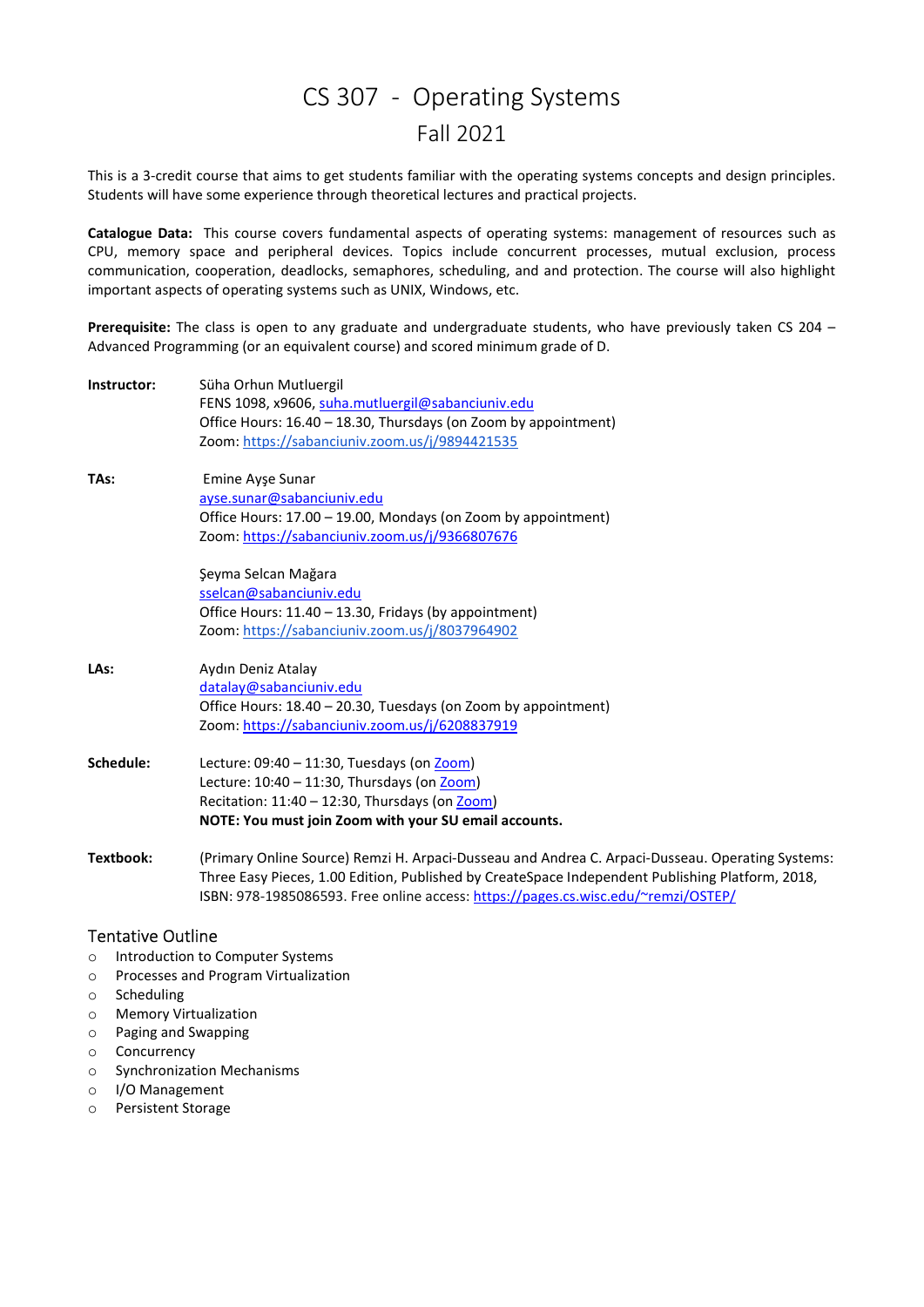# CS 307 - Operating Systems

## Fall 2021

This is a 3-credit course that aims to get students familiar with the operating systems concepts and design principles. Students will have some experience through theoretical lectures and practical projects.

**Catalogue Data:** This course covers fundamental aspects of operating systems: management of resources such as CPU, memory space and peripheral devices. Topics include concurrent processes, mutual exclusion, process communication, cooperation, deadlocks, semaphores, scheduling, and and protection. The course will also highlight important aspects of operating systems such as UNIX, Windows, etc.

**Prerequisite:** The class is open to any graduate and undergraduate students, who have previously taken CS 204 – Advanced Programming (or an equivalent course) and scored minimum grade of D.

**Instructor:**
Süha Orhun Mutluergil
FENS 1098, x9606, suha.mutluergil@sabanciuniv.edu
Office Hours: 16.40 – 18.30, Thursdays (on Zoom by appointment)
Zoom: https://sabanciuniv.zoom.us/j/9894421535

**TAs:**
Emine Ayşe Sunar
ayse.sunar@sabanciuniv.edu
Office Hours: 17.00 – 19.00, Mondays (on Zoom by appointment)
Zoom: https://sabanciuniv.zoom.us/j/9366807676

Şeyma Selcan Mağara
sselcan@sabanciuniv.edu
Office Hours: 11.40 – 13.30, Fridays (by appointment)
Zoom: https://sabanciuniv.zoom.us/j/8037964902

**LAs:**
Aydın Deniz Atalay
datalay@sabanciuniv.edu
Office Hours: 18.40 – 20.30, Tuesdays (on Zoom by appointment)
Zoom: https://sabanciuniv.zoom.us/j/6208837919

**Schedule:**
Lecture: 09:40 – 11:30, Tuesdays (on Zoom)
Lecture: 10:40 – 11:30, Thursdays (on Zoom)
Recitation: 11:40 – 12:30, Thursdays (on Zoom)
**NOTE: You must join Zoom with your SU email accounts.**

**Textbook:**
(Primary Online Source) Remzi H. Arpaci-Dusseau and Andrea C. Arpaci-Dusseau. Operating Systems: Three Easy Pieces, 1.00 Edition, Published by CreateSpace Independent Publishing Platform, 2018, ISBN: 978-1985086593. Free online access: https://pages.cs.wisc.edu/~remzi/OSTEP/

## Tentative Outline

- Introduction to Computer Systems
- Processes and Program Virtualization
- Scheduling
- Memory Virtualization
- Paging and Swapping
- Concurrency
- Synchronization Mechanisms
- I/O Management
- Persistent Storage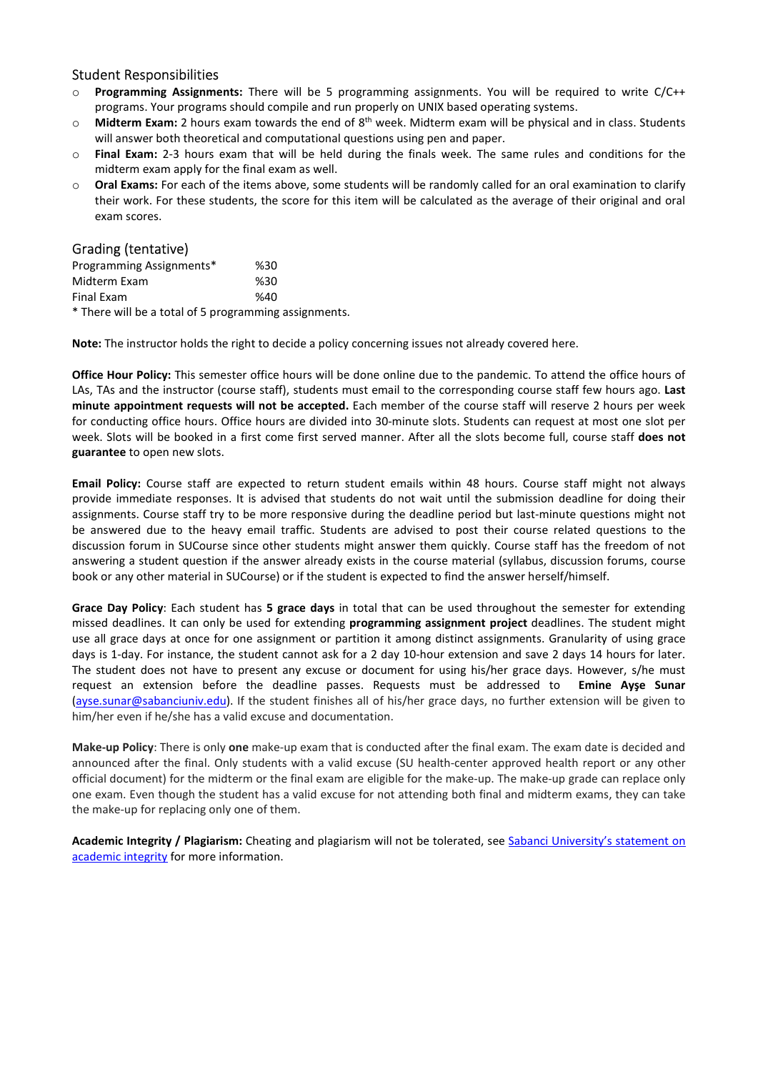## Student Responsibilities

- **Programming Assignments:** There will be 5 programming assignments. You will be required to write C/C++ programs. Your programs should compile and run properly on UNIX based operating systems.
- **Midterm Exam:** 2 hours exam towards the end of 8th week. Midterm exam will be physical and in class. Students will answer both theoretical and computational questions using pen and paper.
- **Final Exam:** 2-3 hours exam that will be held during the finals week. The same rules and conditions for the midterm exam apply for the final exam as well.
- **Oral Exams:** For each of the items above, some students will be randomly called for an oral examination to clarify their work. For these students, the score for this item will be calculated as the average of their original and oral exam scores.

## Grading (tentative)

| | |
|---|---|
| Programming Assignments* | %30 |
| Midterm Exam | %30 |
| Final Exam | %40 |

* There will be a total of 5 programming assignments.

**Note:** The instructor holds the right to decide a policy concerning issues not already covered here.

**Office Hour Policy:** This semester office hours will be done online due to the pandemic. To attend the office hours of LAs, TAs and the instructor (course staff), students must email to the corresponding course staff few hours ago. **Last minute appointment requests will not be accepted.** Each member of the course staff will reserve 2 hours per week for conducting office hours. Office hours are divided into 30-minute slots. Students can request at most one slot per week. Slots will be booked in a first come first served manner. After all the slots become full, course staff **does not guarantee** to open new slots.

**Email Policy:** Course staff are expected to return student emails within 48 hours. Course staff might not always provide immediate responses. It is advised that students do not wait until the submission deadline for doing their assignments. Course staff try to be more responsive during the deadline period but last-minute questions might not be answered due to the heavy email traffic. Students are advised to post their course related questions to the discussion forum in SUCourse since other students might answer them quickly. Course staff has the freedom of not answering a student question if the answer already exists in the course material (syllabus, discussion forums, course book or any other material in SUCourse) or if the student is expected to find the answer herself/himself.

**Grace Day Policy**: Each student has **5 grace days** in total that can be used throughout the semester for extending missed deadlines. It can only be used for extending **programming assignment project** deadlines. The student might use all grace days at once for one assignment or partition it among distinct assignments. Granularity of using grace days is 1-day. For instance, the student cannot ask for a 2 day 10-hour extension and save 2 days 14 hours for later. The student does not have to present any excuse or document for using his/her grace days. However, s/he must request an extension before the deadline passes. Requests must be addressed to **Emine Ayşe Sunar** (ayse.sunar@sabanciuniv.edu). If the student finishes all of his/her grace days, no further extension will be given to him/her even if he/she has a valid excuse and documentation.

**Make-up Policy**: There is only **one** make-up exam that is conducted after the final exam. The exam date is decided and announced after the final. Only students with a valid excuse (SU health-center approved health report or any other official document) for the midterm or the final exam are eligible for the make-up. The make-up grade can replace only one exam. Even though the student has a valid excuse for not attending both final and midterm exams, they can take the make-up for replacing only one of them.

**Academic Integrity / Plagiarism:** Cheating and plagiarism will not be tolerated, see Sabanci University's statement on academic integrity for more information.